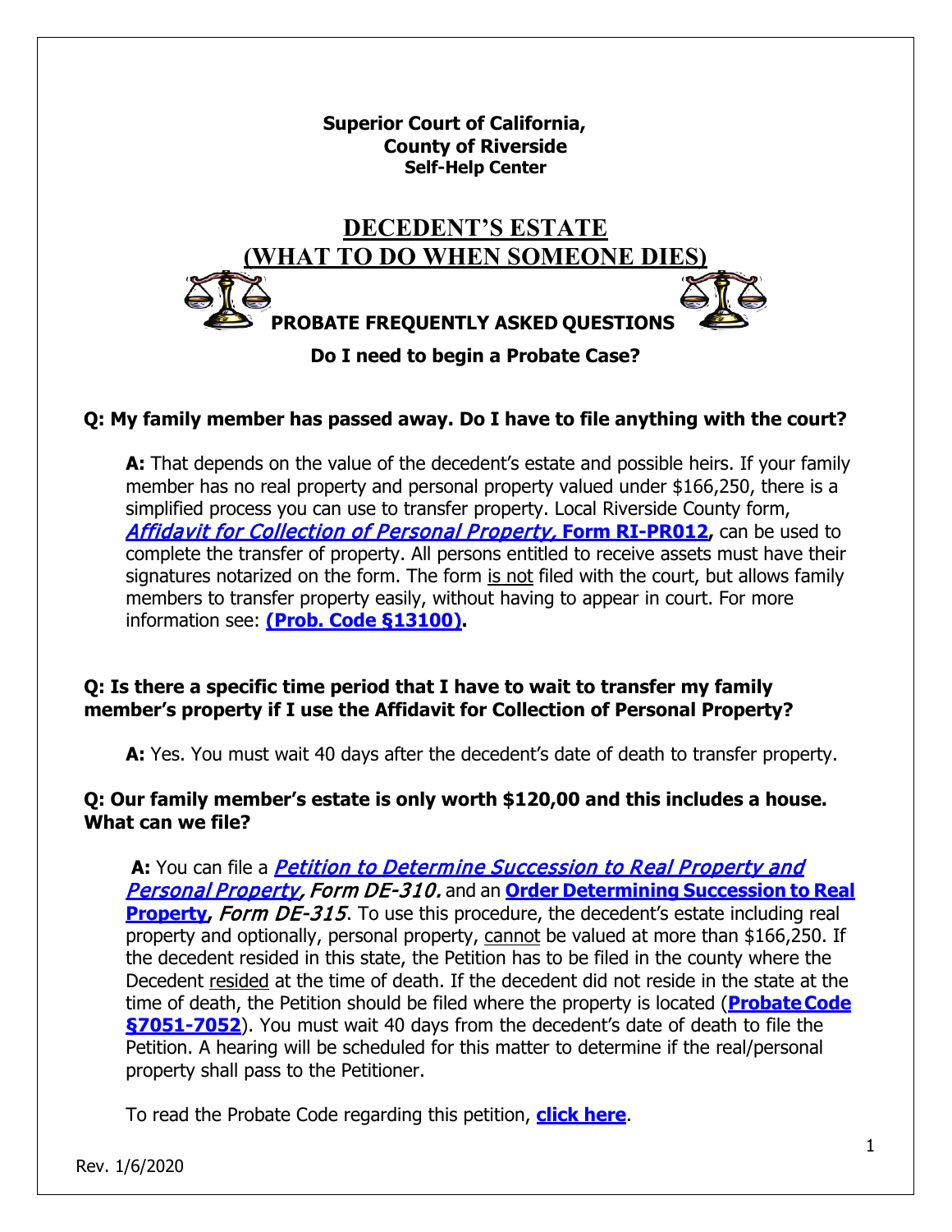**Superior Court of California,**
**County of Riverside**
**Self-Help Center**

# DECEDENT'S ESTATE (WHAT TO DO WHEN SOMEONE DIES)

## PROBATE FREQUENTLY ASKED QUESTIONS

### Do I need to begin a Probate Case?

**Q: My family member has passed away. Do I have to file anything with the court?**

**A:** That depends on the value of the decedent's estate and possible heirs. If your family member has no real property and personal property valued under $166,250, there is a simplified process you can use to transfer property. Local Riverside County form, ***Affidavit for Collection of Personal Property,* Form RI-PR012,** can be used to complete the transfer of property. All persons entitled to receive assets must have their signatures notarized on the form. The form is not filed with the court, but allows family members to transfer property easily, without having to appear in court. For more information see: **(Prob. Code §13100).**

**Q: Is there a specific time period that I have to wait to transfer my family member's property if I use the Affidavit for Collection of Personal Property?**

**A:** Yes. You must wait 40 days after the decedent's date of death to transfer property.

**Q: Our family member's estate is only worth $120,00 and this includes a house. What can we file?**

**A:** You can file a ***Petition to Determine Succession to Real Property and Personal Property, Form DE-310.*** and an **Order Determining Succession to Real Property,** *Form DE-315*. To use this procedure, the decedent's estate including real property and optionally, personal property, cannot be valued at more than $166,250. If the decedent resided in this state, the Petition has to be filed in the county where the Decedent resided at the time of death. If the decedent did not reside in the state at the time of death, the Petition should be filed where the property is located (**Probate Code §7051-7052**). You must wait 40 days from the decedent's date of death to file the Petition. A hearing will be scheduled for this matter to determine if the real/personal property shall pass to the Petitioner.

To read the Probate Code regarding this petition, **click here**.

Rev. 1/6/2020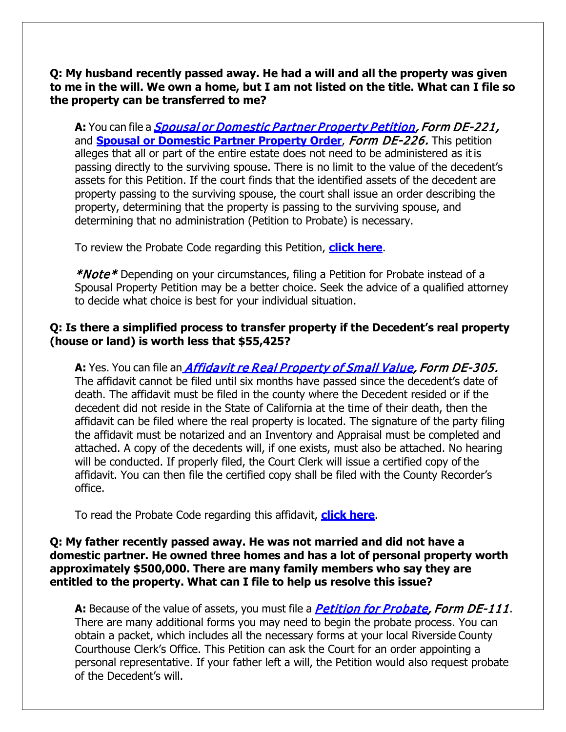**Q: My husband recently passed away. He had a will and all the property was given to me in the will. We own a home, but I am not listed on the title. What can I file so the property can be transferred to me?**

**A:** You can file a *Spousal or Domestic Partner Property Petition*, *Form DE-221,* and **Spousal or Domestic Partner Property Order**, *Form DE-226.* This petition alleges that all or part of the entire estate does not need to be administered as it is passing directly to the surviving spouse. There is no limit to the value of the decedent's assets for this Petition. If the court finds that the identified assets of the decedent are property passing to the surviving spouse, the court shall issue an order describing the property, determining that the property is passing to the surviving spouse, and determining that no administration (Petition to Probate) is necessary.

To review the Probate Code regarding this Petition, **click here**.

*\*Note\** Depending on your circumstances, filing a Petition for Probate instead of a Spousal Property Petition may be a better choice. Seek the advice of a qualified attorney to decide what choice is best for your individual situation.

**Q: Is there a simplified process to transfer property if the Decedent's real property (house or land) is worth less that $55,425?**

**A:** Yes. You can file an *Affidavit re Real Property of Small Value*, *Form DE-305.* The affidavit cannot be filed until six months have passed since the decedent's date of death. The affidavit must be filed in the county where the Decedent resided or if the decedent did not reside in the State of California at the time of their death, then the affidavit can be filed where the real property is located. The signature of the party filing the affidavit must be notarized and an Inventory and Appraisal must be completed and attached. A copy of the decedents will, if one exists, must also be attached. No hearing will be conducted. If properly filed, the Court Clerk will issue a certified copy of the affidavit. You can then file the certified copy shall be filed with the County Recorder's office.

To read the Probate Code regarding this affidavit, **click here**.

**Q: My father recently passed away. He was not married and did not have a domestic partner. He owned three homes and has a lot of personal property worth approximately $500,000. There are many family members who say they are entitled to the property. What can I file to help us resolve this issue?**

**A:** Because of the value of assets, you must file a *Petition for Probate*, *Form DE-111*. There are many additional forms you may need to begin the probate process. You can obtain a packet, which includes all the necessary forms at your local Riverside County Courthouse Clerk's Office. This Petition can ask the Court for an order appointing a personal representative. If your father left a will, the Petition would also request probate of the Decedent's will.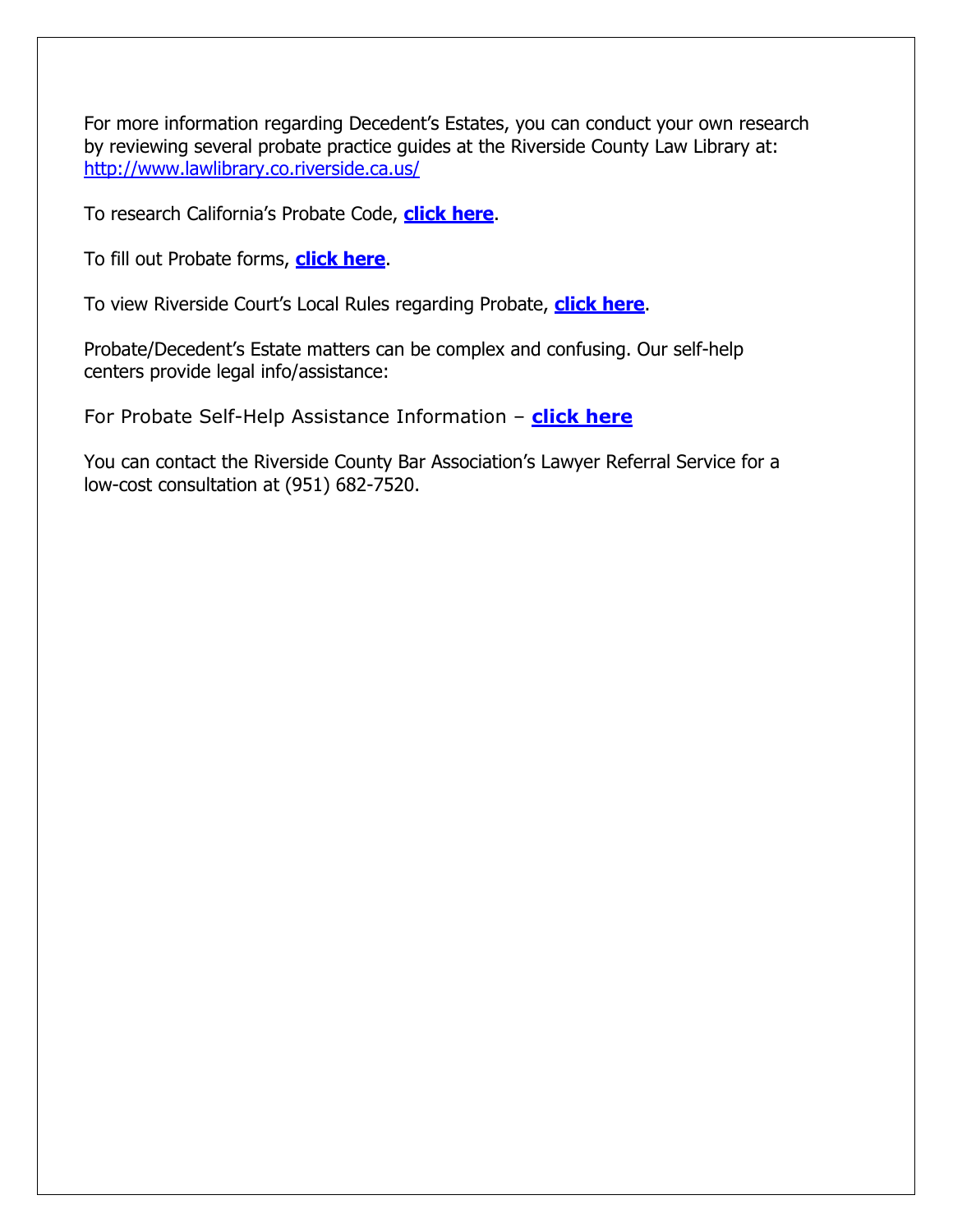For more information regarding Decedent's Estates, you can conduct your own research by reviewing several probate practice guides at the Riverside County Law Library at: http://www.lawlibrary.co.riverside.ca.us/

To research California's Probate Code, **click here**.

To fill out Probate forms, **click here**.

To view Riverside Court's Local Rules regarding Probate, **click here**.

Probate/Decedent's Estate matters can be complex and confusing. Our self-help centers provide legal info/assistance:

For Probate Self-Help Assistance Information – **click here**

You can contact the Riverside County Bar Association's Lawyer Referral Service for a low-cost consultation at (951) 682-7520.